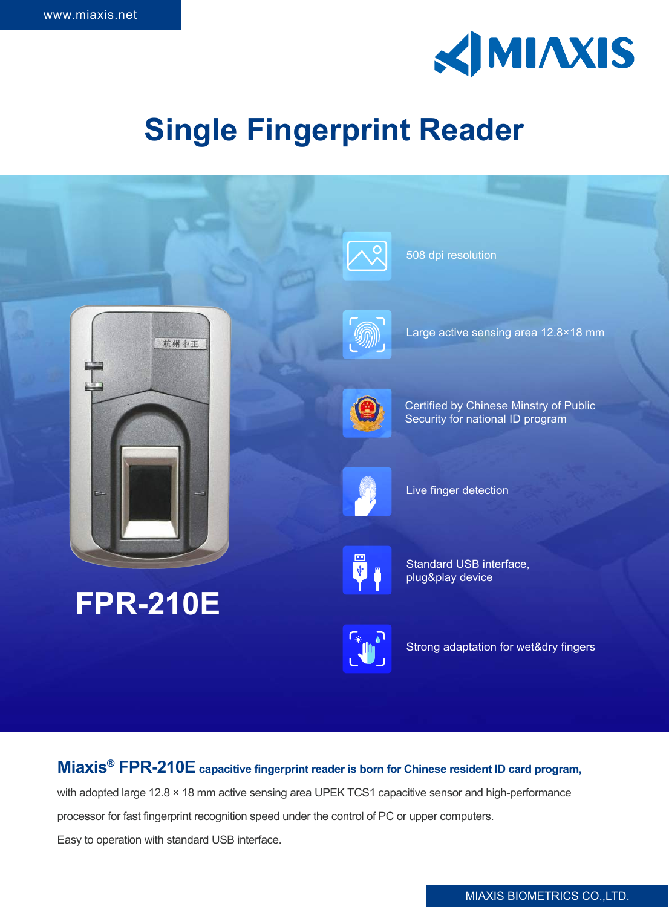www.miaxis.net

MIAXIS

# Single Fingerprint Reader

## FPR-210E

- 508 dpi resolution
- Large active sensing area 12.8×18 mm
- Certified by Chinese Minstry of Public Security for national ID program
- Live finger detection
- Standard USB interface, plug&play device
- Strong adaptation for wet&dry fingers

**Miaxis® FPR-210E capacitive fingerprint reader is born for Chinese resident ID card program,** with adopted large 12.8 × 18 mm active sensing area UPEK TCS1 capacitive sensor and high-performance processor for fast fingerprint recognition speed under the control of PC or upper computers.

Easy to operation with standard USB interface.

MIAXIS BIOMETRICS CO.,LTD.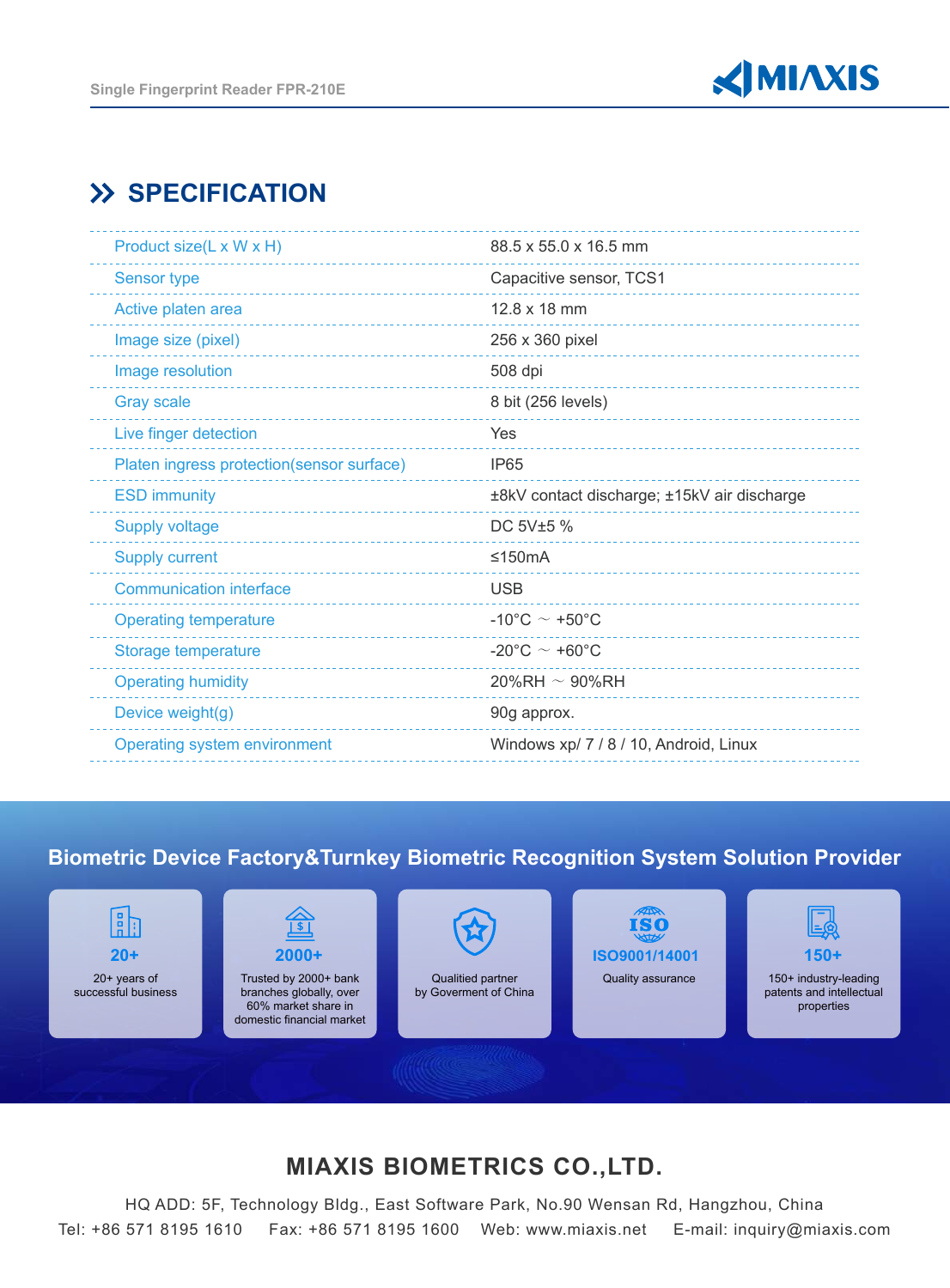## SPECIFICATION

| | |
|---|---|
| Product size(L x W x H) | 88.5 x 55.0 x 16.5 mm |
| Sensor type | Capacitive sensor, TCS1 |
| Active platen area | 12.8 x 18 mm |
| Image size (pixel) | 256 x 360 pixel |
| Image resolution | 508 dpi |
| Gray scale | 8 bit (256 levels) |
| Live finger detection | Yes |
| Platen ingress protection(sensor surface) | IP65 |
| ESD immunity | ±8kV contact discharge; ±15kV air discharge |
| Supply voltage | DC 5V±5 % |
| Supply current | ≤150mA |
| Communication interface | USB |
| Operating temperature | -10°C ~ +50°C |
| Storage temperature | -20°C ~ +60°C |
| Operating humidity | 20%RH ~ 90%RH |
| Device weight(g) | 90g approx. |
| Operating system environment | Windows xp/ 7 / 8 / 10, Android, Linux |

**Biometric Device Factory&Turnkey Biometric Recognition System Solution Provider**

**20+**
20+ years of successful business

**2000+**
Trusted by 2000+ bank branches globally, over 60% market share in domestic financial market

Qualitied partner by Goverment of China

**ISO9001/14001**
Quality assurance

**150+**
150+ industry-leading patents and intellectual properties

## MIAXIS BIOMETRICS CO.,LTD.

HQ ADD: 5F, Technology Bldg., East Software Park, No.90 Wensan Rd, Hangzhou, China

Tel: +86 571 8195 1610 Fax: +86 571 8195 1600 Web: www.miaxis.net E-mail: inquiry@miaxis.com